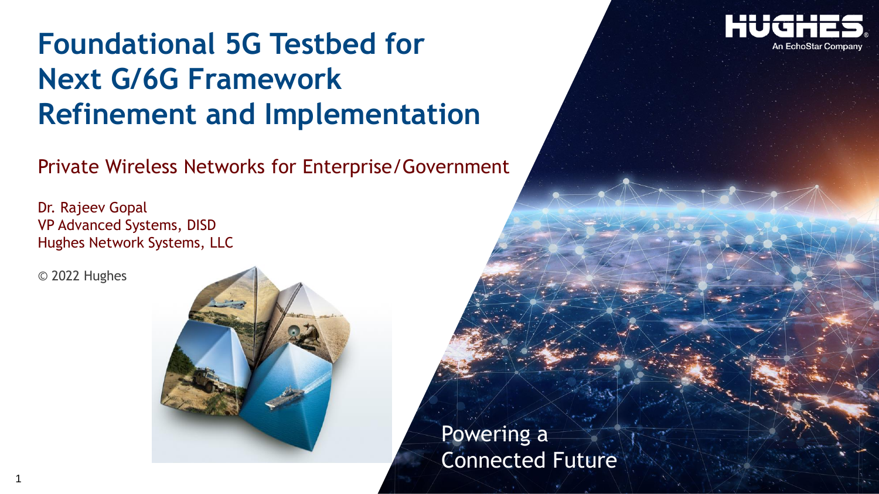# Foundational 5G Testbed for Next G/6G Framework Refinement and Implementation

Private Wireless Networks for Enterprise/Government

Dr. Rajeev Gopal
VP Advanced Systems, DISD
Hughes Network Systems, LLC

© 2022 Hughes

HUGHES
An EchoStar Company

Powering a
Connected Future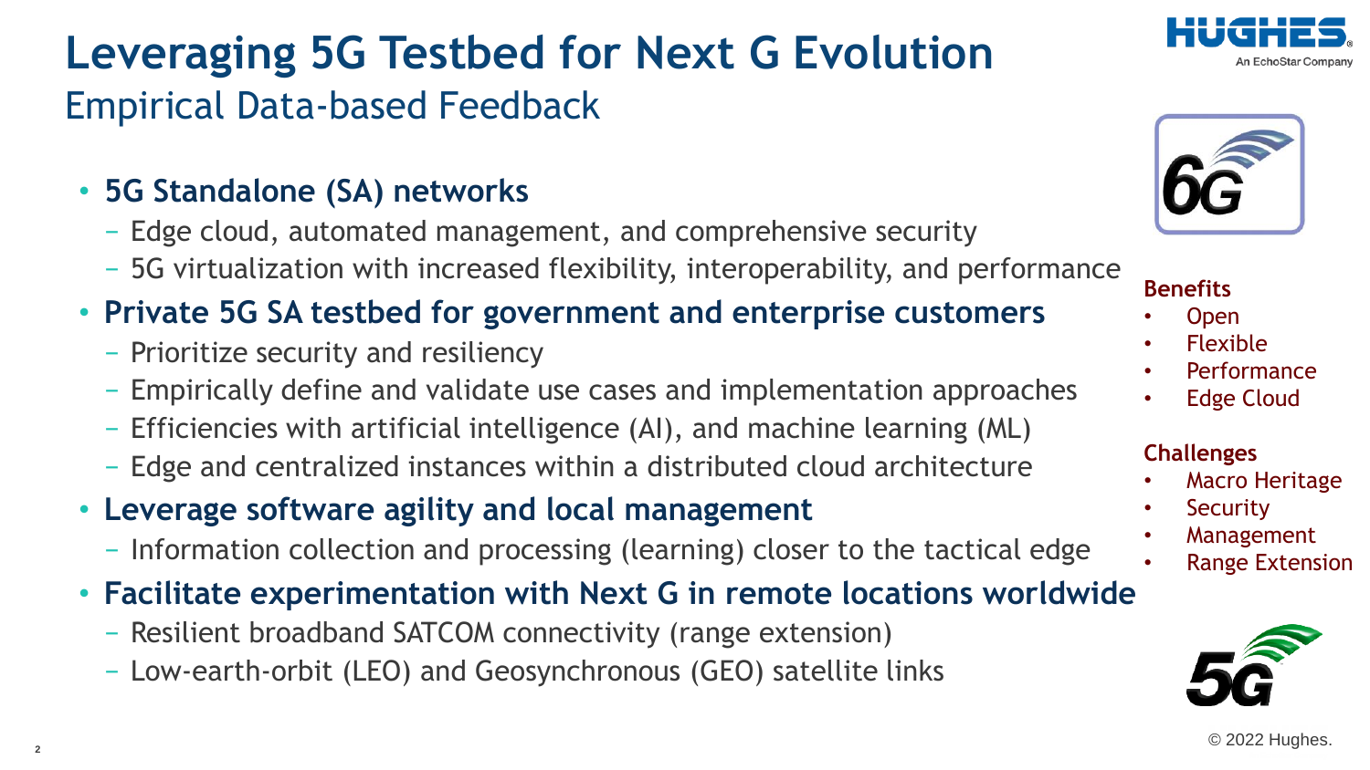# Leveraging 5G Testbed for Next G Evolution

## Empirical Data-based Feedback

- **5G Standalone (SA) networks**
  - Edge cloud, automated management, and comprehensive security
  - 5G virtualization with increased flexibility, interoperability, and performance
- **Private 5G SA testbed for government and enterprise customers**
  - Prioritize security and resiliency
  - Empirically define and validate use cases and implementation approaches
  - Efficiencies with artificial intelligence (AI), and machine learning (ML)
  - Edge and centralized instances within a distributed cloud architecture
- **Leverage software agility and local management**
  - Information collection and processing (learning) closer to the tactical edge
- **Facilitate experimentation with Next G in remote locations worldwide**
  - Resilient broadband SATCOM connectivity (range extension)
  - Low-earth-orbit (LEO) and Geosynchronous (GEO) satellite links

**Benefits**

- Open
- Flexible
- Performance
- Edge Cloud

**Challenges**

- Macro Heritage
- Security
- Management
- Range Extension

© 2022 Hughes.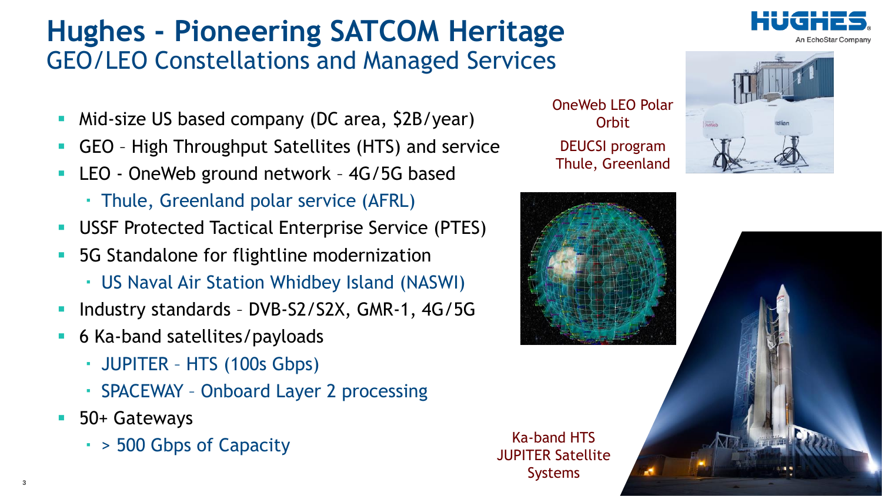# Hughes - Pioneering SATCOM Heritage

## GEO/LEO Constellations and Managed Services

- Mid-size US based company (DC area, $2B/year)
- GEO – High Throughput Satellites (HTS) and service
- LEO - OneWeb ground network – 4G/5G based
  - Thule, Greenland polar service (AFRL)
- USSF Protected Tactical Enterprise Service (PTES)
- 5G Standalone for flightline modernization
  - US Naval Air Station Whidbey Island (NASWI)
- Industry standards – DVB-S2/S2X, GMR-1, 4G/5G
- 6 Ka-band satellites/payloads
  - JUPITER – HTS (100s Gbps)
  - SPACEWAY – Onboard Layer 2 processing
- 50+ Gateways
  - > 500 Gbps of Capacity

OneWeb LEO Polar Orbit

DEUCSI program Thule, Greenland

Ka-band HTS JUPITER Satellite Systems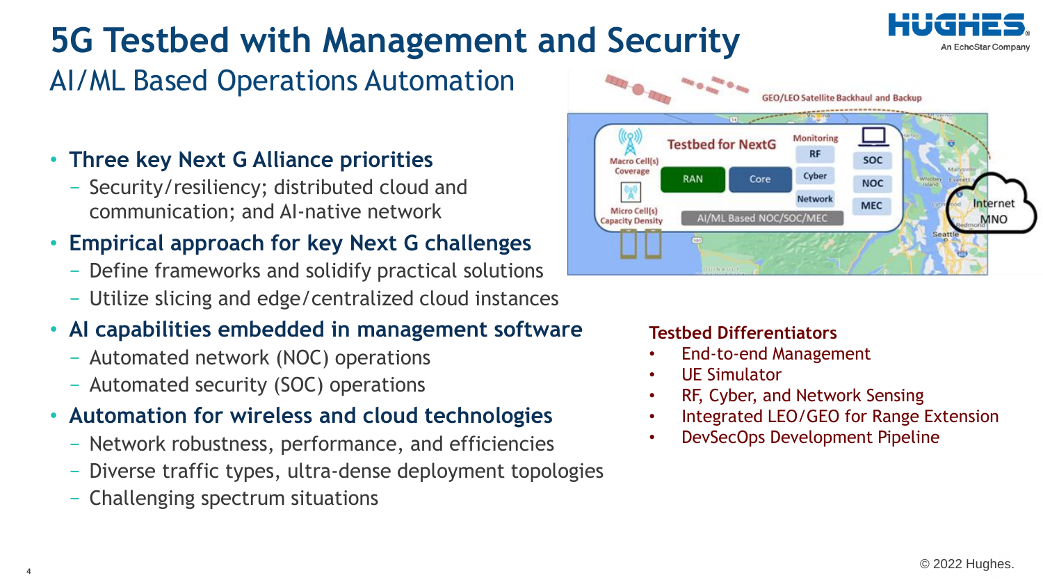# 5G Testbed with Management and Security

## AI/ML Based Operations Automation

- **Three key Next G Alliance priorities**
  - Security/resiliency; distributed cloud and communication; and AI-native network
- **Empirical approach for key Next G challenges**
  - Define frameworks and solidify practical solutions
  - Utilize slicing and edge/centralized cloud instances
- **AI capabilities embedded in management software**
  - Automated network (NOC) operations
  - Automated security (SOC) operations
- **Automation for wireless and cloud technologies**
  - Network robustness, performance, and efficiencies
  - Diverse traffic types, ultra-dense deployment topologies
  - Challenging spectrum situations

GEO/LEO Satellite Backhaul and Backup

Testbed for NextG

Macro Cell(s) Coverage

Micro Cell(s) Capacity Density

RAN | Core

Monitoring: RF, Cyber, Network

SOC, NOC, MEC

AI/ML Based NOC/SOC/MEC

Internet MNO

**Testbed Differentiators**

- End-to-end Management
- UE Simulator
- RF, Cyber, and Network Sensing
- Integrated LEO/GEO for Range Extension
- DevSecOps Development Pipeline

© 2022 Hughes.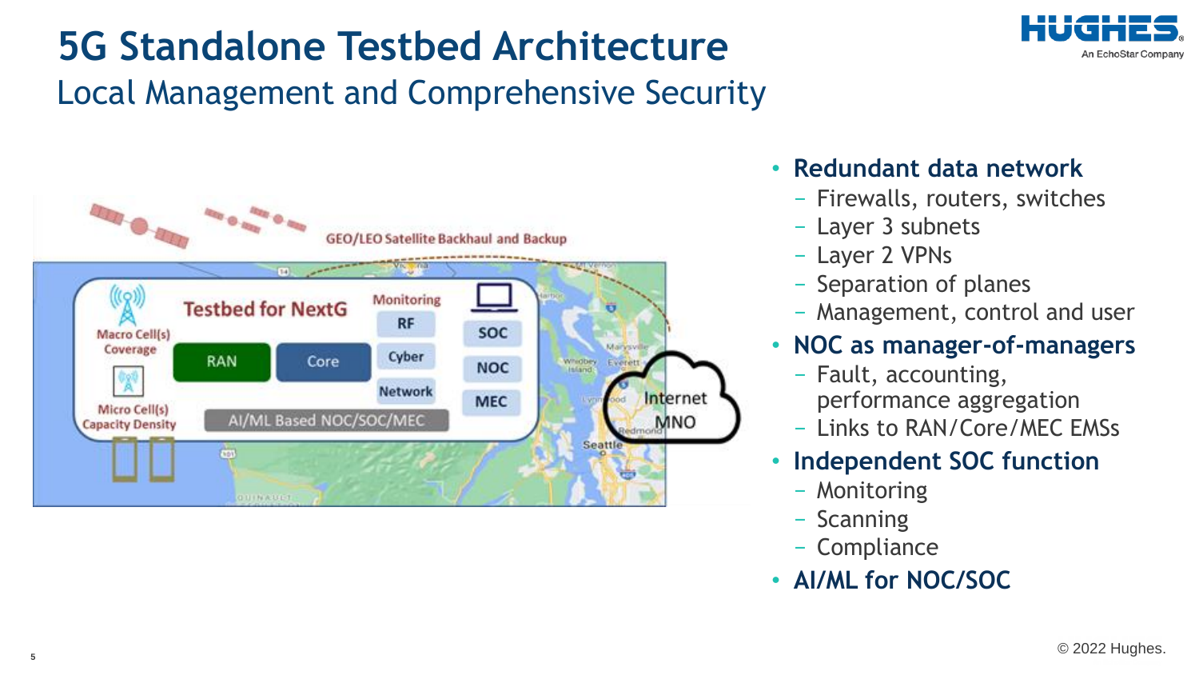# 5G Standalone Testbed Architecture

## Local Management and Comprehensive Security

GEO/LEO Satellite Backhaul and Backup

Macro Cell(s) Coverage

Micro Cell(s) Capacity Density

Testbed for NextG

RAN

Core

Monitoring

RF

Cyber

Network

SOC

NOC

MEC

AI/ML Based NOC/SOC/MEC

Internet MNO

- **Redundant data network**
  - Firewalls, routers, switches
  - Layer 3 subnets
  - Layer 2 VPNs
  - Separation of planes
  - Management, control and user
- **NOC as manager-of-managers**
  - Fault, accounting, performance aggregation
  - Links to RAN/Core/MEC EMSs
- **Independent SOC function**
  - Monitoring
  - Scanning
  - Compliance
- **AI/ML for NOC/SOC**

© 2022 Hughes.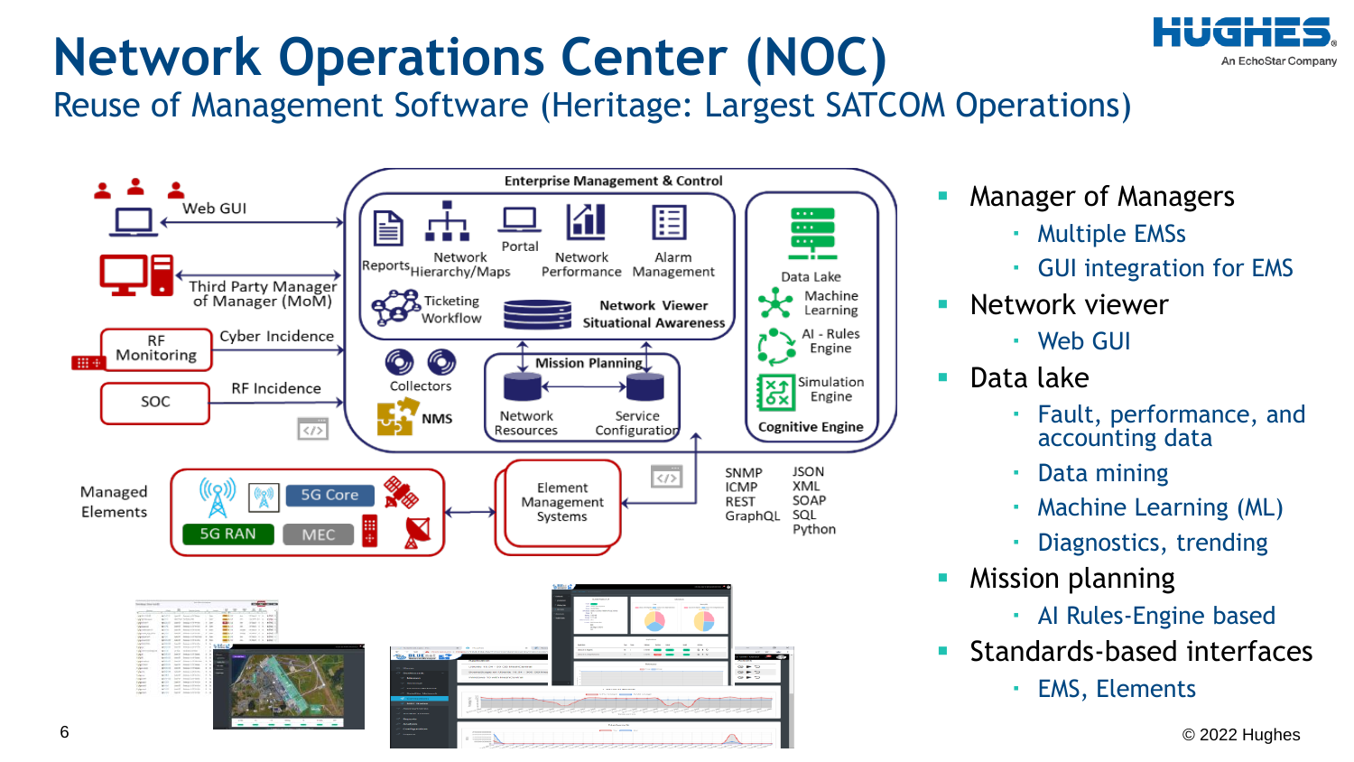# Network Operations Center (NOC)

## Reuse of Management Software (Heritage: Largest SATCOM Operations)

Enterprise Management & Control

Reports | Network Hierarchy/Maps | Portal | Network Performance | Alarm Management

Ticketing Workflow | Network Viewer Situational Awareness

Data Lake | Machine Learning | AI - Rules Engine | Simulation Engine | Cognitive Engine

Collectors | NMS

Mission Planning: Network Resources | Service Configuration

Web GUI

Third Party Manager of Manager (MoM)

RF Monitoring — Cyber Incidence

SOC — RF Incidence

Managed Elements: 5G Core | 5G RAN | MEC

Element Management Systems

SNMP, ICMP, REST, GraphQL, JSON, XML, SOAP, SQL, Python

- Manager of Managers
  - Multiple EMSs
  - GUI integration for EMS
- Network viewer
  - Web GUI
- Data lake
  - Fault, performance, and accounting data
  - Data mining
  - Machine Learning (ML)
  - Diagnostics, trending
- Mission planning
  - AI Rules-Engine based
- Standards-based interfaces
  - EMS, Elements

© 2022 Hughes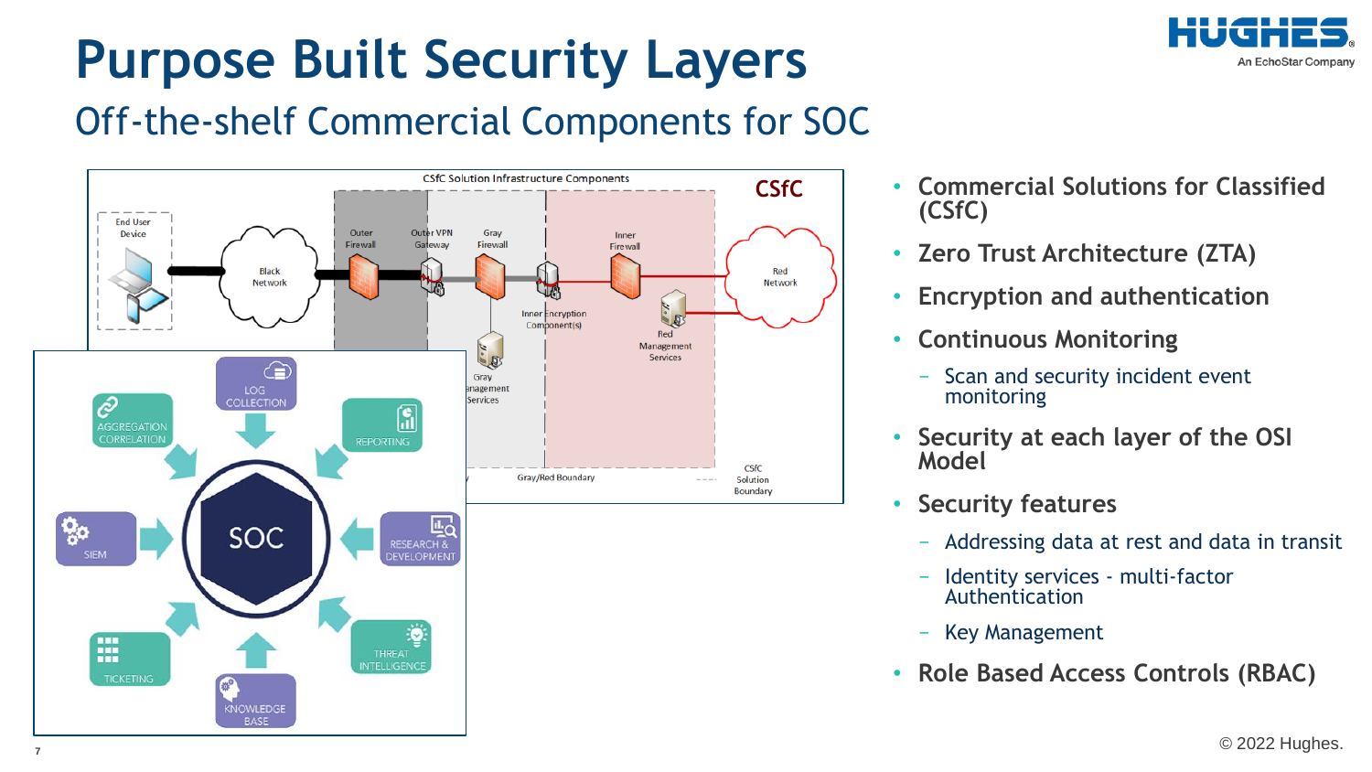# Purpose Built Security Layers

## Off-the-shelf Commercial Components for SOC

- **Commercial Solutions for Classified (CSfC)**
- **Zero Trust Architecture (ZTA)**
- **Encryption and authentication**
- **Continuous Monitoring**
  - Scan and security incident event monitoring
- **Security at each layer of the OSI Model**
- **Security features**
  - Addressing data at rest and data in transit
  - Identity services - multi-factor Authentication
  - Key Management
- **Role Based Access Controls (RBAC)**

© 2022 Hughes.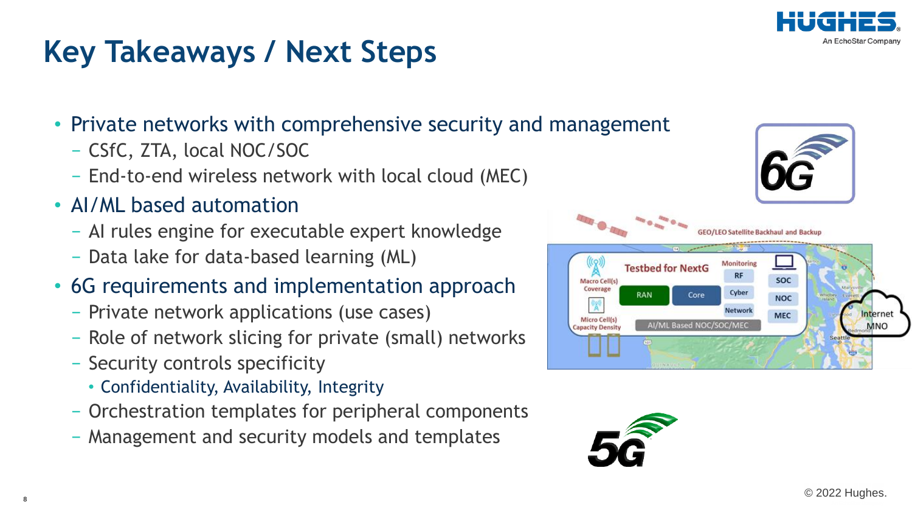# Key Takeaways / Next Steps

- Private networks with comprehensive security and management
  - CSfC, ZTA, local NOC/SOC
  - End-to-end wireless network with local cloud (MEC)
- AI/ML based automation
  - AI rules engine for executable expert knowledge
  - Data lake for data-based learning (ML)
- 6G requirements and implementation approach
  - Private network applications (use cases)
  - Role of network slicing for private (small) networks
  - Security controls specificity
    - Confidentiality, Availability, Integrity
  - Orchestration templates for peripheral components
  - Management and security models and templates

© 2022 Hughes.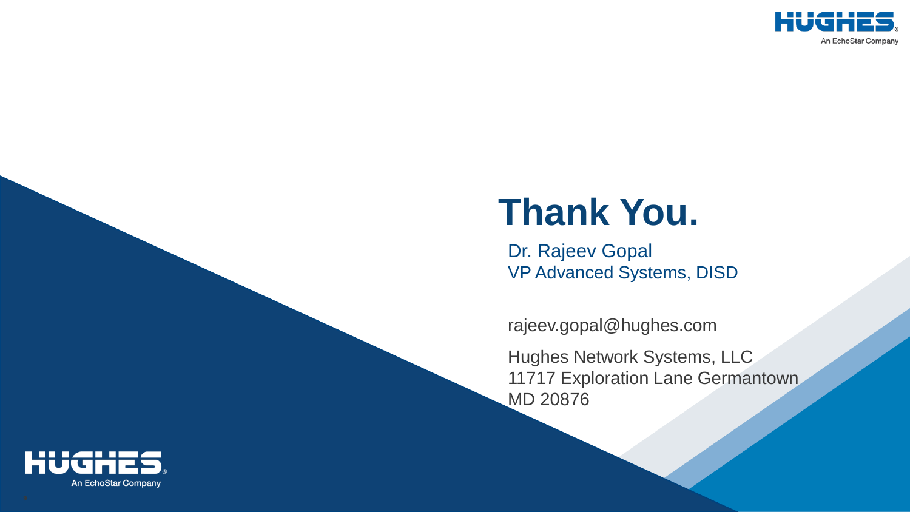# Thank You.

Dr. Rajeev Gopal
VP Advanced Systems, DISD

rajeev.gopal@hughes.com

Hughes Network Systems, LLC
11717 Exploration Lane Germantown
MD 20876